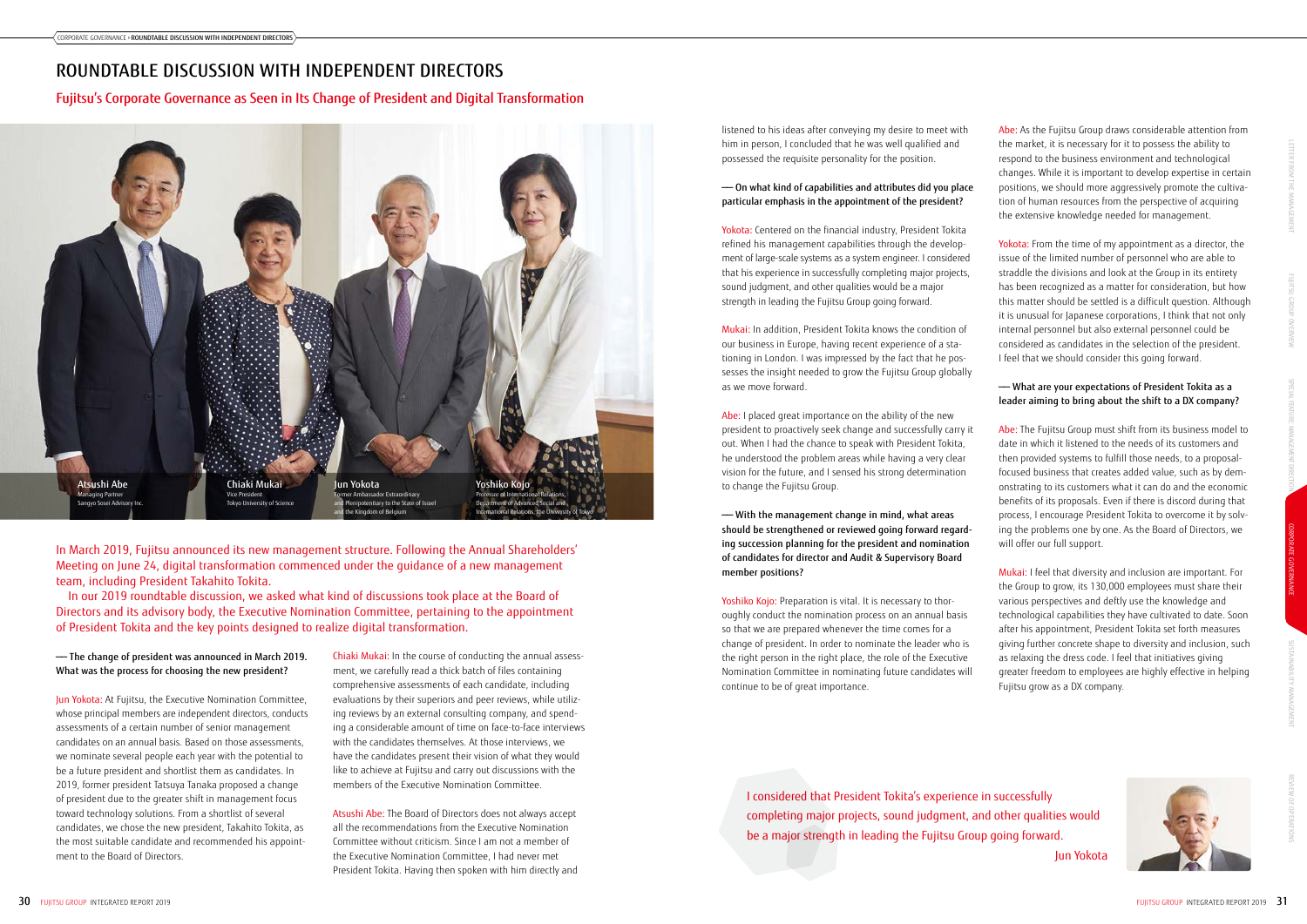# ROUNDTABLE DISCUSSION WITH INDEPENDENT DIRECTORS

## Fujitsu's Corporate Governance as Seen in Its Change of President and Digital Transformation

Atsushi Abe
Managing Partner
Sangyo Sosei Advisory Inc.

Chiaki Mukai
Vice President
Tokyo University of Science

Jun Yokota
Former Ambassador Extraordinary and Plenipotentiary to the State of Israel and the Kingdom of Belgium

Yoshiko Kojo
Professor of International Relations, Department of Advanced Social and International Relations, the University of Tokyo

In March 2019, Fujitsu announced its new management structure. Following the Annual Shareholders' Meeting on June 24, digital transformation commenced under the guidance of a new management team, including President Takahito Tokita.

In our 2019 roundtable discussion, we asked what kind of discussions took place at the Board of Directors and its advisory body, the Executive Nomination Committee, pertaining to the appointment of President Tokita and the key points designed to realize digital transformation.

**— The change of president was announced in March 2019. What was the process for choosing the new president?**

Jun Yokota: At Fujitsu, the Executive Nomination Committee, whose principal members are independent directors, conducts assessments of a certain number of senior management candidates on an annual basis. Based on those assessments, we nominate several people each year with the potential to be a future president and shortlist them as candidates. In 2019, former president Tatsuya Tanaka proposed a change of president due to the greater shift in management focus toward technology solutions. From a shortlist of several candidates, we chose the new president, Takahito Tokita, as the most suitable candidate and recommended his appointment to the Board of Directors.

Chiaki Mukai: In the course of conducting the annual assessment, we carefully read a thick batch of files containing comprehensive assessments of each candidate, including evaluations by their superiors and peer reviews, while utilizing reviews by an external consulting company, and spending a considerable amount of time on face-to-face interviews with the candidates themselves. At those interviews, we have the candidates present their vision of what they would like to achieve at Fujitsu and carry out discussions with the members of the Executive Nomination Committee.

Atsushi Abe: The Board of Directors does not always accept all the recommendations from the Executive Nomination Committee without criticism. Since I am not a member of the Executive Nomination Committee, I had never met President Tokita. Having then spoken with him directly and listened to his ideas after conveying my desire to meet with him in person, I concluded that he was well qualified and possessed the requisite personality for the position.

**— On what kind of capabilities and attributes did you place particular emphasis in the appointment of the president?**

Yokota: Centered on the financial industry, President Tokita refined his management capabilities through the development of large-scale systems as a system engineer. I considered that his experience in successfully completing major projects, sound judgment, and other qualities would be a major strength in leading the Fujitsu Group going forward.

Mukai: In addition, President Tokita knows the condition of our business in Europe, having recent experience of a stationing in London. I was impressed by the fact that he possesses the insight needed to grow the Fujitsu Group globally as we move forward.

Abe: I placed great importance on the ability of the new president to proactively seek change and successfully carry it out. When I had the chance to speak with President Tokita, he understood the problem areas while having a very clear vision for the future, and I sensed his strong determination to change the Fujitsu Group.

**— With the management change in mind, what areas should be strengthened or reviewed going forward regarding succession planning for the president and nomination of candidates for director and Audit & Supervisory Board member positions?**

Yoshiko Kojo: Preparation is vital. It is necessary to thoroughly conduct the nomination process on an annual basis so that we are prepared whenever the time comes for a change of president. In order to nominate the leader who is the right person in the right place, the role of the Executive Nomination Committee in nominating future candidates will continue to be of great importance.

Abe: As the Fujitsu Group draws considerable attention from the market, it is necessary for it to possess the ability to respond to the business environment and technological changes. While it is important to develop expertise in certain positions, we should more aggressively promote the cultivation of human resources from the perspective of acquiring the extensive knowledge needed for management.

Yokota: From the time of my appointment as a director, the issue of the limited number of personnel who are able to straddle the divisions and look at the Group in its entirety has been recognized as a matter for consideration, but how this matter should be settled is a difficult question. Although it is unusual for Japanese corporations, I think that not only internal personnel but also external personnel could be considered as candidates in the selection of the president. I feel that we should consider this going forward.

**— What are your expectations of President Tokita as a leader aiming to bring about the shift to a DX company?**

Abe: The Fujitsu Group must shift from its business model to date in which it listened to the needs of its customers and then provided systems to fulfill those needs, to a proposal-focused business that creates added value, such as by demonstrating to its customers what it can do and the economic benefits of its proposals. Even if there is discord during that process, I encourage President Tokita to overcome it by solving the problems one by one. As the Board of Directors, we will offer our full support.

Mukai: I feel that diversity and inclusion are important. For the Group to grow, its 130,000 employees must share their various perspectives and deftly use the knowledge and technological capabilities they have cultivated to date. Soon after his appointment, President Tokita set forth measures giving further concrete shape to diversity and inclusion, such as relaxing the dress code. I feel that initiatives giving greater freedom to employees are highly effective in helping Fujitsu grow as a DX company.

> I considered that President Tokita's experience in successfully completing major projects, sound judgment, and other qualities would be a major strength in leading the Fujitsu Group going forward.
>
> Jun Yokota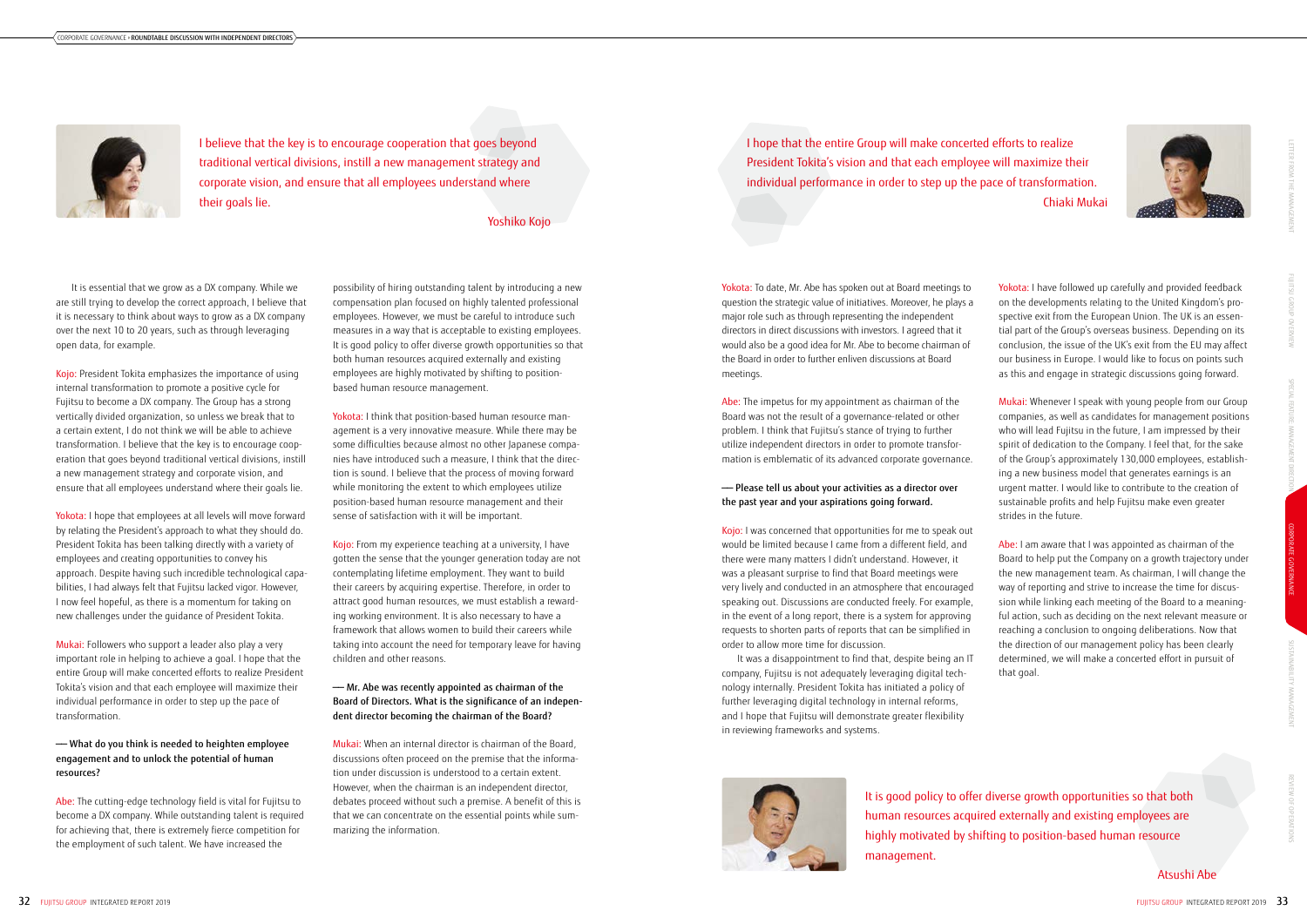> I believe that the key is to encourage cooperation that goes beyond traditional vertical divisions, instill a new management strategy and corporate vision, and ensure that all employees understand where their goals lie.
>
> Yoshiko Kojo

> I hope that the entire Group will make concerted efforts to realize President Tokita's vision and that each employee will maximize their individual performance in order to step up the pace of transformation.
>
> Chiaki Mukai

It is essential that we grow as a DX company. While we are still trying to develop the correct approach, I believe that it is necessary to think about ways to grow as a DX company over the next 10 to 20 years, such as through leveraging open data, for example.

Kojo: President Tokita emphasizes the importance of using internal transformation to promote a positive cycle for Fujitsu to become a DX company. The Group has a strong vertically divided organization, so unless we break that to a certain extent, I do not think we will be able to achieve transformation. I believe that the key is to encourage cooperation that goes beyond traditional vertical divisions, instill a new management strategy and corporate vision, and ensure that all employees understand where their goals lie.

Yokota: I hope that employees at all levels will move forward by relating the President's approach to what they should do. President Tokita has been talking directly with a variety of employees and creating opportunities to convey his approach. Despite having such incredible technological capabilities, I had always felt that Fujitsu lacked vigor. However, I now feel hopeful, as there is a momentum for taking on new challenges under the guidance of President Tokita.

Mukai: Followers who support a leader also play a very important role in helping to achieve a goal. I hope that the entire Group will make concerted efforts to realize President Tokita's vision and that each employee will maximize their individual performance in order to step up the pace of transformation.

**— What do you think is needed to heighten employee engagement and to unlock the potential of human resources?**

Abe: The cutting-edge technology field is vital for Fujitsu to become a DX company. While outstanding talent is required for achieving that, there is extremely fierce competition for the employment of such talent. We have increased the possibility of hiring outstanding talent by introducing a new compensation plan focused on highly talented professional employees. However, we must be careful to introduce such measures in a way that is acceptable to existing employees. It is good policy to offer diverse growth opportunities so that both human resources acquired externally and existing employees are highly motivated by shifting to position-based human resource management.

Yokota: I think that position-based human resource management is a very innovative measure. While there may be some difficulties because almost no other Japanese companies have introduced such a measure, I think that the direction is sound. I believe that the process of moving forward while monitoring the extent to which employees utilize position-based human resource management and their sense of satisfaction with it will be important.

Kojo: From my experience teaching at a university, I have gotten the sense that the younger generation today are not contemplating lifetime employment. They want to build their careers by acquiring expertise. Therefore, in order to attract good human resources, we must establish a rewarding working environment. It is also necessary to have a framework that allows women to build their careers while taking into account the need for temporary leave for having children and other reasons.

**— Mr. Abe was recently appointed as chairman of the Board of Directors. What is the significance of an independent director becoming the chairman of the Board?**

Mukai: When an internal director is chairman of the Board, discussions often proceed on the premise that the information under discussion is understood to a certain extent. However, when the chairman is an independent director, debates proceed without such a premise. A benefit of this is that we can concentrate on the essential points while summarizing the information.

Yokota: To date, Mr. Abe has spoken out at Board meetings to question the strategic value of initiatives. Moreover, he plays a major role such as through representing the independent directors in direct discussions with investors. I agreed that it would also be a good idea for Mr. Abe to become chairman of the Board in order to further enliven discussions at Board meetings.

Abe: The impetus for my appointment as chairman of the Board was not the result of a governance-related or other problem. I think that Fujitsu's stance of trying to further utilize independent directors in order to promote transformation is emblematic of its advanced corporate governance.

**— Please tell us about your activities as a director over the past year and your aspirations going forward.**

Kojo: I was concerned that opportunities for me to speak out would be limited because I came from a different field, and there were many matters I didn't understand. However, it was a pleasant surprise to find that Board meetings were very lively and conducted in an atmosphere that encouraged speaking out. Discussions are conducted freely. For example, in the event of a long report, there is a system for approving requests to shorten parts of reports that can be simplified in order to allow more time for discussion.

It was a disappointment to find that, despite being an IT company, Fujitsu is not adequately leveraging digital technology internally. President Tokita has initiated a policy of further leveraging digital technology in internal reforms, and I hope that Fujitsu will demonstrate greater flexibility in reviewing frameworks and systems.

Yokota: I have followed up carefully and provided feedback on the developments relating to the United Kingdom's prospective exit from the European Union. The UK is an essential part of the Group's overseas business. Depending on its conclusion, the issue of the UK's exit from the EU may affect our business in Europe. I would like to focus on points such as this and engage in strategic discussions going forward.

Mukai: Whenever I speak with young people from our Group companies, as well as candidates for management positions who will lead Fujitsu in the future, I am impressed by their spirit of dedication to the Company. I feel that, for the sake of the Group's approximately 130,000 employees, establishing a new business model that generates earnings is an urgent matter. I would like to contribute to the creation of sustainable profits and help Fujitsu make even greater strides in the future.

Abe: I am aware that I was appointed as chairman of the Board to help put the Company on a growth trajectory under the new management team. As chairman, I will change the way of reporting and strive to increase the time for discussion while linking each meeting of the Board to a meaningful action, such as deciding on the next relevant measure or reaching a conclusion to ongoing deliberations. Now that the direction of our management policy has been clearly determined, we will make a concerted effort in pursuit of that goal.

> It is good policy to offer diverse growth opportunities so that both human resources acquired externally and existing employees are highly motivated by shifting to position-based human resource management.
>
> Atsushi Abe